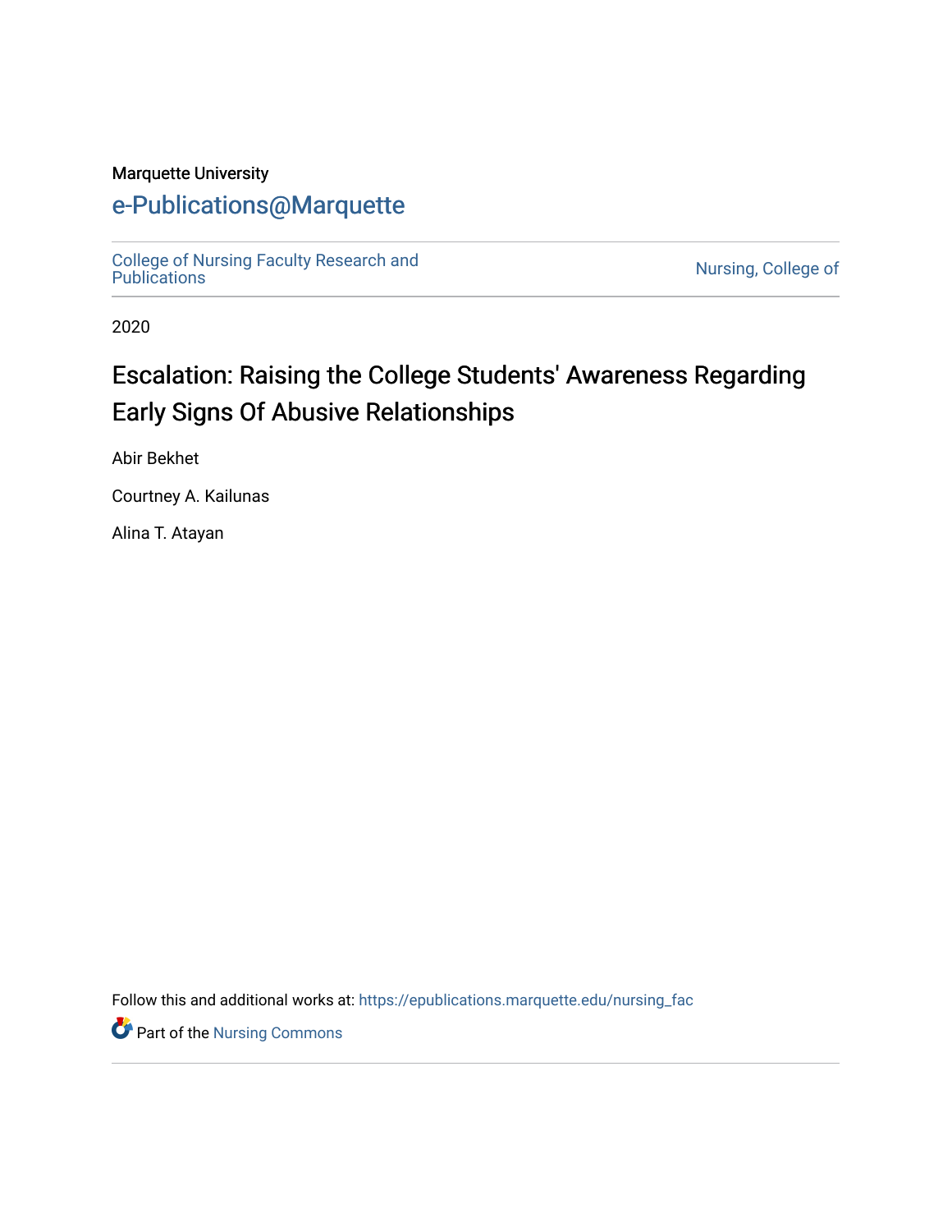Marquette University

# e-Publications@Marquette

College of Nursing Faculty Research and Publications | Nursing, College of

2020

## Escalation: Raising the College Students' Awareness Regarding Early Signs Of Abusive Relationships

Abir Bekhet

Courtney A. Kailunas

Alina T. Atayan

Follow this and additional works at: https://epublications.marquette.edu/nursing_fac

Part of the Nursing Commons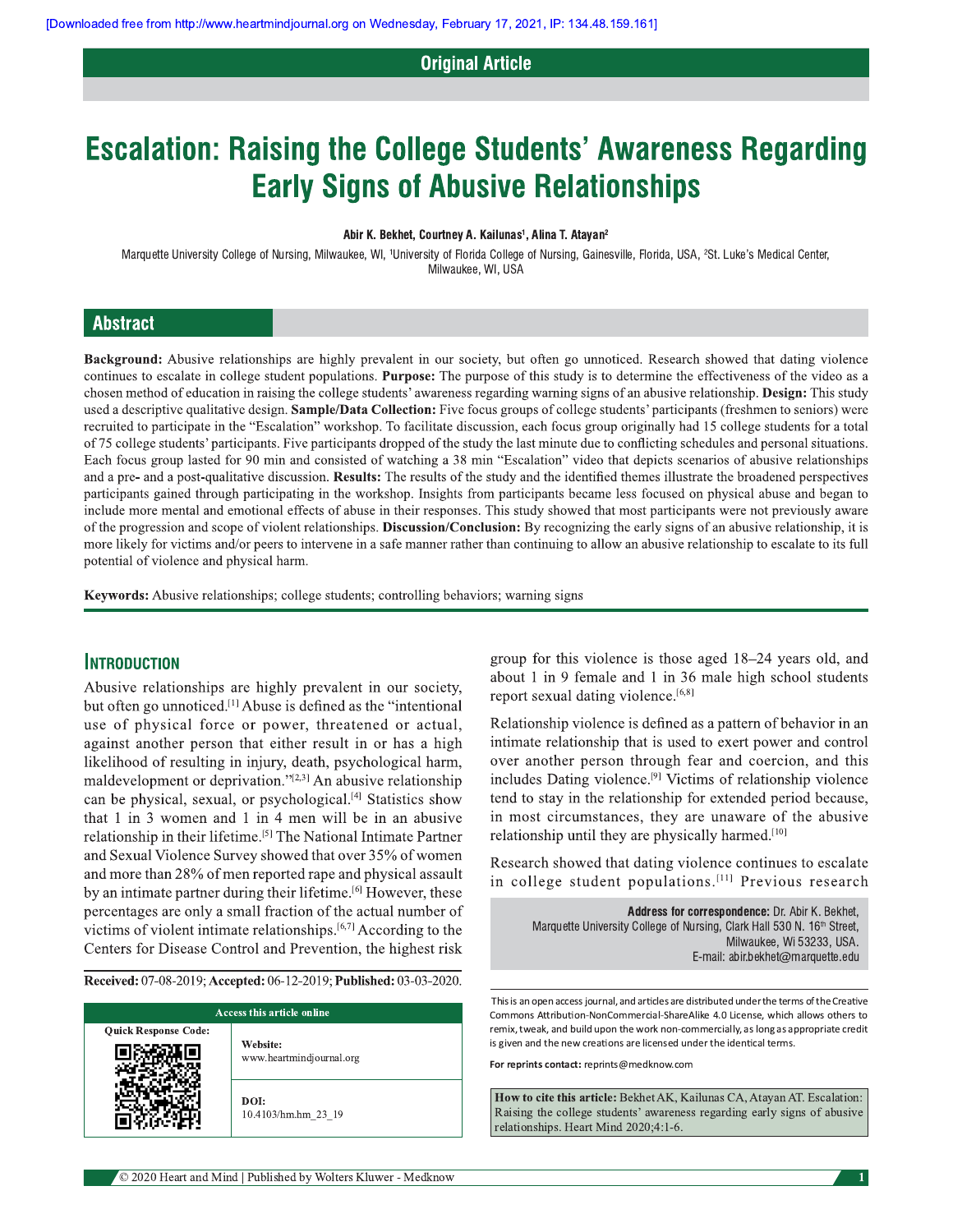# Escalation: Raising the College Students' Awareness Regarding Early Signs of Abusive Relationships

**Abir K. Bekhet, Courtney A. Kailunas[1], Alina T. Atayan[2]**

Marquette University College of Nursing, Milwaukee, WI, [1]University of Florida College of Nursing, Gainesville, Florida, USA, [2]St. Luke's Medical Center, Milwaukee, WI, USA

## Abstract

**Background:** Abusive relationships are highly prevalent in our society, but often go unnoticed. Research showed that dating violence continues to escalate in college student populations. **Purpose:** The purpose of this study is to determine the effectiveness of the video as a chosen method of education in raising the college students' awareness regarding warning signs of an abusive relationship. **Design:** This study used a descriptive qualitative design. **Sample/Data Collection:** Five focus groups of college students' participants (freshmen to seniors) were recruited to participate in the "Escalation" workshop. To facilitate discussion, each focus group originally had 15 college students for a total of 75 college students' participants. Five participants dropped of the study the last minute due to conflicting schedules and personal situations. Each focus group lasted for 90 min and consisted of watching a 38 min "Escalation" video that depicts scenarios of abusive relationships and a pre- and a post-qualitative discussion. **Results:** The results of the study and the identified themes illustrate the broadened perspectives participants gained through participating in the workshop. Insights from participants became less focused on physical abuse and began to include more mental and emotional effects of abuse in their responses. This study showed that most participants were not previously aware of the progression and scope of violent relationships. **Discussion/Conclusion:** By recognizing the early signs of an abusive relationship, it is more likely for victims and/or peers to intervene in a safe manner rather than continuing to allow an abusive relationship to escalate to its full potential of violence and physical harm.

**Keywords:** Abusive relationships; college students; controlling behaviors; warning signs

## Introduction

Abusive relationships are highly prevalent in our society, but often go unnoticed.[1] Abuse is defined as the "intentional use of physical force or power, threatened or actual, against another person that either result in or has a high likelihood of resulting in injury, death, psychological harm, maldevelopment or deprivation."[2,3] An abusive relationship can be physical, sexual, or psychological.[4] Statistics show that 1 in 3 women and 1 in 4 men will be in an abusive relationship in their lifetime.[5] The National Intimate Partner and Sexual Violence Survey showed that over 35% of women and more than 28% of men reported rape and physical assault by an intimate partner during their lifetime.[6] However, these percentages are only a small fraction of the actual number of victims of violent intimate relationships.[6,7] According to the Centers for Disease Control and Prevention, the highest risk group for this violence is those aged 18–24 years old, and about 1 in 9 female and 1 in 36 male high school students report sexual dating violence.[6,8]

Relationship violence is defined as a pattern of behavior in an intimate relationship that is used to exert power and control over another person through fear and coercion, and this includes Dating violence.[9] Victims of relationship violence tend to stay in the relationship for extended period because, in most circumstances, they are unaware of the abusive relationship until they are physically harmed.[10]

Research showed that dating violence continues to escalate in college student populations.[11] Previous research

**Address for correspondence:** Dr. Abir K. Bekhet, Marquette University College of Nursing, Clark Hall 530 N. 16th Street, Milwaukee, Wi 53233, USA. E-mail: abir.bekhet@marquette.edu

**Received:** 07-08-2019; **Accepted:** 06-12-2019; **Published:** 03-03-2020.

Access this article online — Website: www.heartmindjournal.org — DOI: 10.4103/hm.hm_23_19

This is an open access journal, and articles are distributed under the terms of the Creative Commons Attribution-NonCommercial-ShareAlike 4.0 License, which allows others to remix, tweak, and build upon the work non-commercially, as long as appropriate credit is given and the new creations are licensed under the identical terms.

For reprints contact: reprints@medknow.com

**How to cite this article:** Bekhet AK, Kailunas CA, Atayan AT. Escalation: Raising the college students' awareness regarding early signs of abusive relationships. Heart Mind 2020;4:1-6.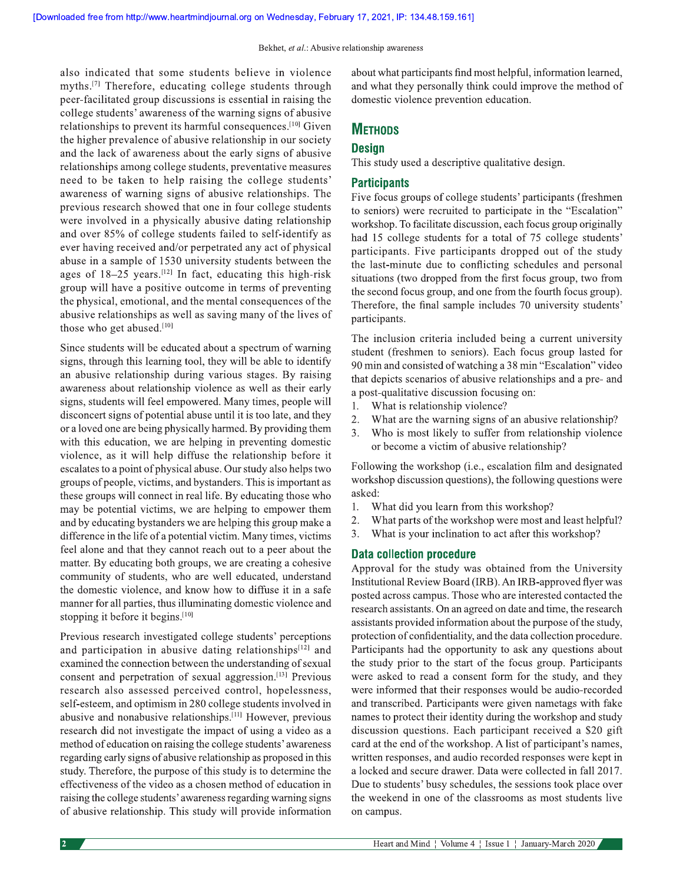also indicated that some students believe in violence myths.[7] Therefore, educating college students through peer-facilitated group discussions is essential in raising the college students' awareness of the warning signs of abusive relationships to prevent its harmful consequences.[10] Given the higher prevalence of abusive relationship in our society and the lack of awareness about the early signs of abusive relationships among college students, preventative measures need to be taken to help raising the college students' awareness of warning signs of abusive relationships. The previous research showed that one in four college students were involved in a physically abusive dating relationship and over 85% of college students failed to self-identify as ever having received and/or perpetrated any act of physical abuse in a sample of 1530 university students between the ages of 18–25 years.[12] In fact, educating this high-risk group will have a positive outcome in terms of preventing the physical, emotional, and the mental consequences of the abusive relationships as well as saving many of the lives of those who get abused.[10]

Since students will be educated about a spectrum of warning signs, through this learning tool, they will be able to identify an abusive relationship during various stages. By raising awareness about relationship violence as well as their early signs, students will feel empowered. Many times, people will disconcert signs of potential abuse until it is too late, and they or a loved one are being physically harmed. By providing them with this education, we are helping in preventing domestic violence, as it will help diffuse the relationship before it escalates to a point of physical abuse. Our study also helps two groups of people, victims, and bystanders. This is important as these groups will connect in real life. By educating those who may be potential victims, we are helping to empower them and by educating bystanders we are helping this group make a difference in the life of a potential victim. Many times, victims feel alone and that they cannot reach out to a peer about the matter. By educating both groups, we are creating a cohesive community of students, who are well educated, understand the domestic violence, and know how to diffuse it in a safe manner for all parties, thus illuminating domestic violence and stopping it before it begins.[10]

Previous research investigated college students' perceptions and participation in abusive dating relationships[12] and examined the connection between the understanding of sexual consent and perpetration of sexual aggression.[13] Previous research also assessed perceived control, hopelessness, self-esteem, and optimism in 280 college students involved in abusive and nonabusive relationships.[11] However, previous research did not investigate the impact of using a video as a method of education on raising the college students' awareness regarding early signs of abusive relationship as proposed in this study. Therefore, the purpose of this study is to determine the effectiveness of the video as a chosen method of education in raising the college students' awareness regarding warning signs of abusive relationship. This study will provide information about what participants find most helpful, information learned, and what they personally think could improve the method of domestic violence prevention education.

## Methods

### Design

This study used a descriptive qualitative design.

### Participants

Five focus groups of college students' participants (freshmen to seniors) were recruited to participate in the "Escalation" workshop. To facilitate discussion, each focus group originally had 15 college students for a total of 75 college students' participants. Five participants dropped out of the study the last-minute due to conflicting schedules and personal situations (two dropped from the first focus group, two from the second focus group, and one from the fourth focus group). Therefore, the final sample includes 70 university students' participants.

The inclusion criteria included being a current university student (freshmen to seniors). Each focus group lasted for 90 min and consisted of watching a 38 min "Escalation" video that depicts scenarios of abusive relationships and a pre- and a post-qualitative discussion focusing on:

1. What is relationship violence?
2. What are the warning signs of an abusive relationship?
3. Who is most likely to suffer from relationship violence or become a victim of abusive relationship?

Following the workshop (i.e., escalation film and designated workshop discussion questions), the following questions were asked:

1. What did you learn from this workshop?
2. What parts of the workshop were most and least helpful?
3. What is your inclination to act after this workshop?

### Data collection procedure

Approval for the study was obtained from the University Institutional Review Board (IRB). An IRB-approved flyer was posted across campus. Those who are interested contacted the research assistants. On an agreed on date and time, the research assistants provided information about the purpose of the study, protection of confidentiality, and the data collection procedure. Participants had the opportunity to ask any questions about the study prior to the start of the focus group. Participants were asked to read a consent form for the study, and they were informed that their responses would be audio-recorded and transcribed. Participants were given nametags with fake names to protect their identity during the workshop and study discussion questions. Each participant received a $20 gift card at the end of the workshop. A list of participant's names, written responses, and audio recorded responses were kept in a locked and secure drawer. Data were collected in fall 2017. Due to students' busy schedules, the sessions took place over the weekend in one of the classrooms as most students live on campus.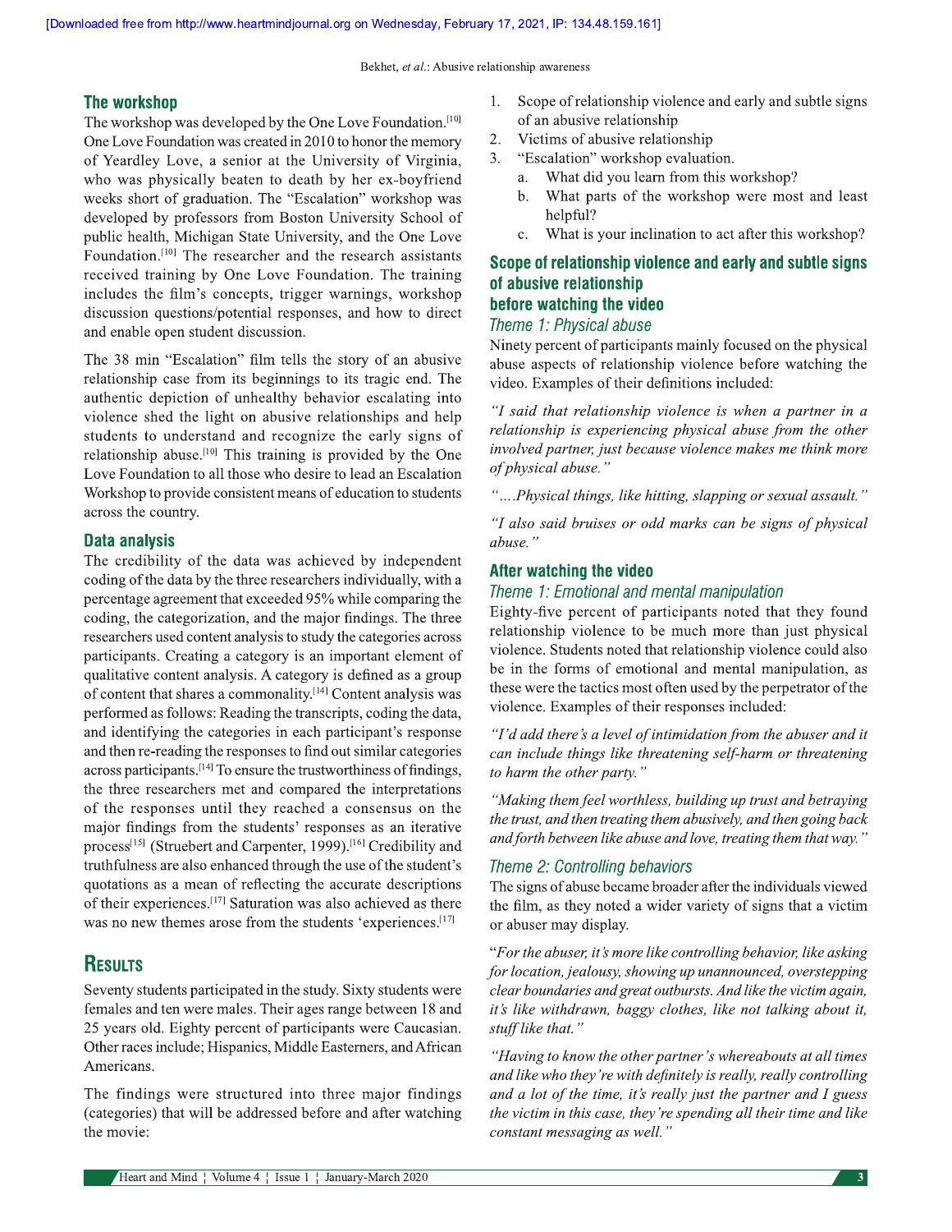## The workshop

The workshop was developed by the One Love Foundation.[10] One Love Foundation was created in 2010 to honor the memory of Yeardley Love, a senior at the University of Virginia, who was physically beaten to death by her ex-boyfriend weeks short of graduation. The "Escalation" workshop was developed by professors from Boston University School of public health, Michigan State University, and the One Love Foundation.[10] The researcher and the research assistants received training by One Love Foundation. The training includes the film's concepts, trigger warnings, workshop discussion questions/potential responses, and how to direct and enable open student discussion.

The 38 min "Escalation" film tells the story of an abusive relationship case from its beginnings to its tragic end. The authentic depiction of unhealthy behavior escalating into violence shed the light on abusive relationships and help students to understand and recognize the early signs of relationship abuse.[10] This training is provided by the One Love Foundation to all those who desire to lead an Escalation Workshop to provide consistent means of education to students across the country.

## Data analysis

The credibility of the data was achieved by independent coding of the data by the three researchers individually, with a percentage agreement that exceeded 95% while comparing the coding, the categorization, and the major findings. The three researchers used content analysis to study the categories across participants. Creating a category is an important element of qualitative content analysis. A category is defined as a group of content that shares a commonality.[14] Content analysis was performed as follows: Reading the transcripts, coding the data, and identifying the categories in each participant's response and then re-reading the responses to find out similar categories across participants.[14] To ensure the trustworthiness of findings, the three researchers met and compared the interpretations of the responses until they reached a consensus on the major findings from the students' responses as an iterative process[15] (Struebert and Carpenter, 1999).[16] Credibility and truthfulness are also enhanced through the use of the student's quotations as a mean of reflecting the accurate descriptions of their experiences.[17] Saturation was also achieved as there was no new themes arose from the students 'experiences.[17]

# Results

Seventy students participated in the study. Sixty students were females and ten were males. Their ages range between 18 and 25 years old. Eighty percent of participants were Caucasian. Other races include; Hispanics, Middle Easterners, and African Americans.

The findings were structured into three major findings (categories) that will be addressed before and after watching the movie:

1. Scope of relationship violence and early and subtle signs of an abusive relationship
2. Victims of abusive relationship
3. "Escalation" workshop evaluation.
   a. What did you learn from this workshop?
   b. What parts of the workshop were most and least helpful?
   c. What is your inclination to act after this workshop?

## Scope of relationship violence and early and subtle signs of abusive relationship

## before watching the video

### *Theme 1: Physical abuse*

Ninety percent of participants mainly focused on the physical abuse aspects of relationship violence before watching the video. Examples of their definitions included:

*"I said that relationship violence is when a partner in a relationship is experiencing physical abuse from the other involved partner, just because violence makes me think more of physical abuse."*

*"….Physical things, like hitting, slapping or sexual assault."*

*"I also said bruises or odd marks can be signs of physical abuse."*

## After watching the video

### *Theme 1: Emotional and mental manipulation*

Eighty-five percent of participants noted that they found relationship violence to be much more than just physical violence. Students noted that relationship violence could also be in the forms of emotional and mental manipulation, as these were the tactics most often used by the perpetrator of the violence. Examples of their responses included:

*"I'd add there's a level of intimidation from the abuser and it can include things like threatening self-harm or threatening to harm the other party."*

*"Making them feel worthless, building up trust and betraying the trust, and then treating them abusively, and then going back and forth between like abuse and love, treating them that way."*

### *Theme 2: Controlling behaviors*

The signs of abuse became broader after the individuals viewed the film, as they noted a wider variety of signs that a victim or abuser may display.

"*For the abuser, it's more like controlling behavior, like asking for location, jealousy, showing up unannounced, overstepping clear boundaries and great outbursts. And like the victim again, it's like withdrawn, baggy clothes, like not talking about it, stuff like that."*

*"Having to know the other partner's whereabouts at all times and like who they're with definitely is really, really controlling and a lot of the time, it's really just the partner and I guess the victim in this case, they're spending all their time and like constant messaging as well."*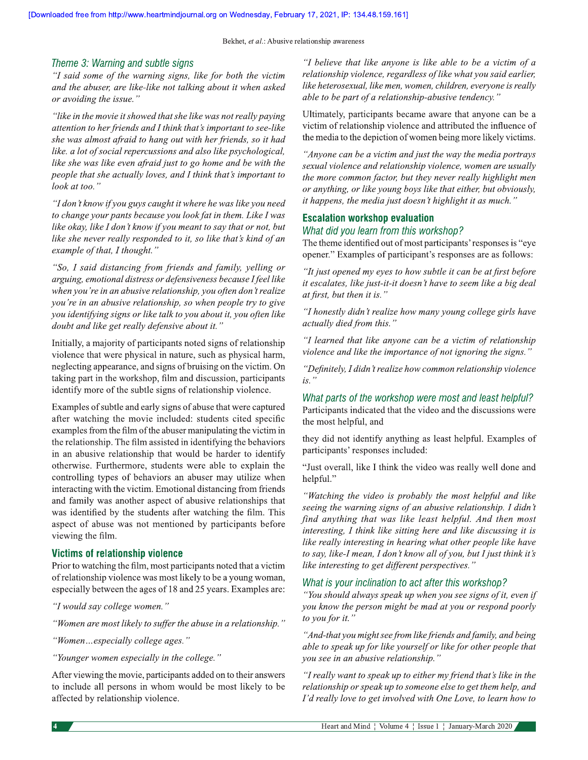### Theme 3: Warning and subtle signs

*"I said some of the warning signs, like for both the victim and the abuser, are like-like not talking about it when asked or avoiding the issue."*

*"like in the movie it showed that she like was not really paying attention to her friends and I think that's important to see-like she was almost afraid to hang out with her friends, so it had like. a lot of social repercussions and also like psychological, like she was like even afraid just to go home and be with the people that she actually loves, and I think that's important to look at too."*

*"I don't know if you guys caught it where he was like you need to change your pants because you look fat in them. Like I was like okay, like I don't know if you meant to say that or not, but like she never really responded to it, so like that's kind of an example of that, I thought."*

*"So, I said distancing from friends and family, yelling or arguing, emotional distress or defensiveness because I feel like when you're in an abusive relationship, you often don't realize you're in an abusive relationship, so when people try to give you identifying signs or like talk to you about it, you often like doubt and like get really defensive about it."*

Initially, a majority of participants noted signs of relationship violence that were physical in nature, such as physical harm, neglecting appearance, and signs of bruising on the victim. On taking part in the workshop, film and discussion, participants identify more of the subtle signs of relationship violence.

Examples of subtle and early signs of abuse that were captured after watching the movie included: students cited specific examples from the film of the abuser manipulating the victim in the relationship. The film assisted in identifying the behaviors in an abusive relationship that would be harder to identify otherwise. Furthermore, students were able to explain the controlling types of behaviors an abuser may utilize when interacting with the victim. Emotional distancing from friends and family was another aspect of abusive relationships that was identified by the students after watching the film. This aspect of abuse was not mentioned by participants before viewing the film.

### Victims of relationship violence

Prior to watching the film, most participants noted that a victim of relationship violence was most likely to be a young woman, especially between the ages of 18 and 25 years. Examples are:

*"I would say college women."*

*"Women are most likely to suffer the abuse in a relationship."*

*"Women…especially college ages."*

*"Younger women especially in the college."*

After viewing the movie, participants added on to their answers to include all persons in whom would be most likely to be affected by relationship violence.

*"I believe that like anyone is like able to be a victim of a relationship violence, regardless of like what you said earlier, like heterosexual, like men, women, children, everyone is really able to be part of a relationship-abusive tendency."*

Ultimately, participants became aware that anyone can be a victim of relationship violence and attributed the influence of the media to the depiction of women being more likely victims.

*"Anyone can be a victim and just the way the media portrays sexual violence and relationship violence, women are usually the more common factor, but they never really highlight men or anything, or like young boys like that either, but obviously, it happens, the media just doesn't highlight it as much."*

### Escalation workshop evaluation

#### What did you learn from this workshop?

The theme identified out of most participants' responses is "eye opener." Examples of participant's responses are as follows:

*"It just opened my eyes to how subtle it can be at first before it escalates, like just-it-it doesn't have to seem like a big deal at first, but then it is."*

*"I honestly didn't realize how many young college girls have actually died from this."*

*"I learned that like anyone can be a victim of relationship violence and like the importance of not ignoring the signs."*

*"Definitely, I didn't realize how common relationship violence is."*

#### What parts of the workshop were most and least helpful?

Participants indicated that the video and the discussions were the most helpful, and they did not identify anything as least helpful. Examples of participants' responses included:

"Just overall, like I think the video was really well done and helpful."

*"Watching the video is probably the most helpful and like seeing the warning signs of an abusive relationship. I didn't find anything that was like least helpful. And then most interesting, I think like sitting here and like discussing it is like really interesting in hearing what other people like have to say, like-I mean, I don't know all of you, but I just think it's like interesting to get different perspectives."*

#### What is your inclination to act after this workshop?

*"You should always speak up when you see signs of it, even if you know the person might be mad at you or respond poorly to you for it."*

*"And-that you might see from like friends and family, and being able to speak up for like yourself or like for other people that you see in an abusive relationship."*

*"I really want to speak up to either my friend that's like in the relationship or speak up to someone else to get them help, and I'd really love to get involved with One Love, to learn how to*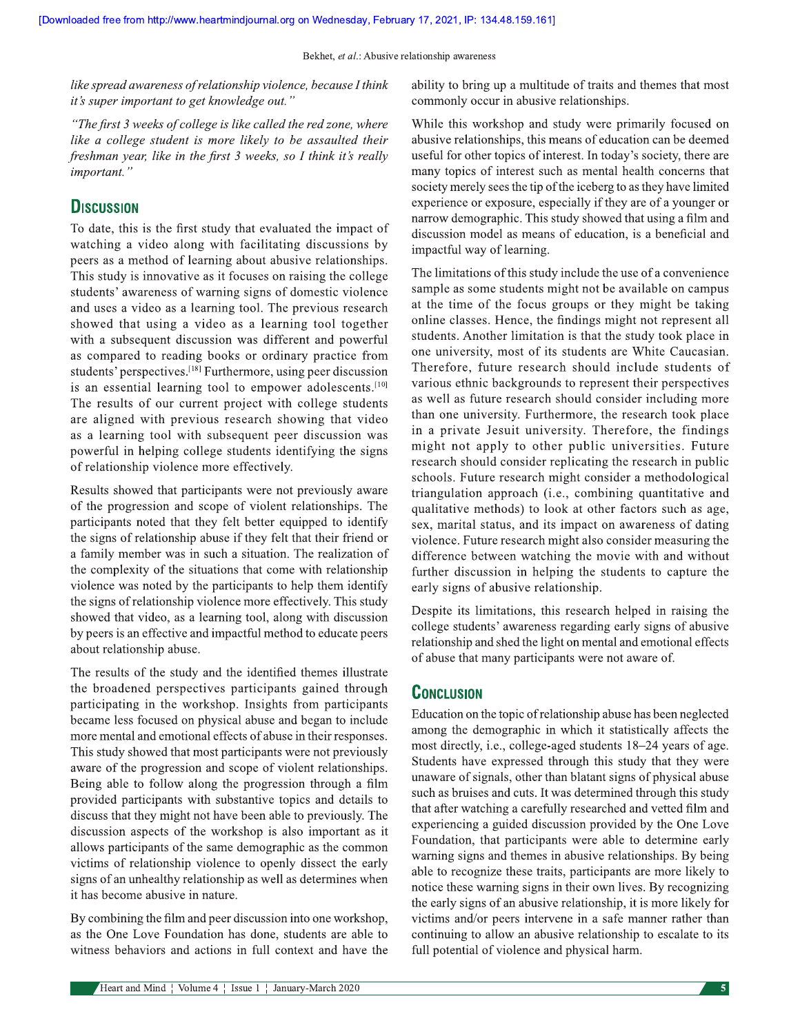*like spread awareness of relationship violence, because I think it's super important to get knowledge out."*

*"The first 3 weeks of college is like called the red zone, where like a college student is more likely to be assaulted their freshman year, like in the first 3 weeks, so I think it's really important."*

## Discussion

To date, this is the first study that evaluated the impact of watching a video along with facilitating discussions by peers as a method of learning about abusive relationships. This study is innovative as it focuses on raising the college students' awareness of warning signs of domestic violence and uses a video as a learning tool. The previous research showed that using a video as a learning tool together with a subsequent discussion was different and powerful as compared to reading books or ordinary practice from students' perspectives.[18] Furthermore, using peer discussion is an essential learning tool to empower adolescents.[10] The results of our current project with college students are aligned with previous research showing that video as a learning tool with subsequent peer discussion was powerful in helping college students identifying the signs of relationship violence more effectively.

Results showed that participants were not previously aware of the progression and scope of violent relationships. The participants noted that they felt better equipped to identify the signs of relationship abuse if they felt that their friend or a family member was in such a situation. The realization of the complexity of the situations that come with relationship violence was noted by the participants to help them identify the signs of relationship violence more effectively. This study showed that video, as a learning tool, along with discussion by peers is an effective and impactful method to educate peers about relationship abuse.

The results of the study and the identified themes illustrate the broadened perspectives participants gained through participating in the workshop. Insights from participants became less focused on physical abuse and began to include more mental and emotional effects of abuse in their responses. This study showed that most participants were not previously aware of the progression and scope of violent relationships. Being able to follow along the progression through a film provided participants with substantive topics and details to discuss that they might not have been able to previously. The discussion aspects of the workshop is also important as it allows participants of the same demographic as the common victims of relationship violence to openly dissect the early signs of an unhealthy relationship as well as determines when it has become abusive in nature.

By combining the film and peer discussion into one workshop, as the One Love Foundation has done, students are able to witness behaviors and actions in full context and have the ability to bring up a multitude of traits and themes that most commonly occur in abusive relationships.

While this workshop and study were primarily focused on abusive relationships, this means of education can be deemed useful for other topics of interest. In today's society, there are many topics of interest such as mental health concerns that society merely sees the tip of the iceberg to as they have limited experience or exposure, especially if they are of a younger or narrow demographic. This study showed that using a film and discussion model as means of education, is a beneficial and impactful way of learning.

The limitations of this study include the use of a convenience sample as some students might not be available on campus at the time of the focus groups or they might be taking online classes. Hence, the findings might not represent all students. Another limitation is that the study took place in one university, most of its students are White Caucasian. Therefore, future research should include students of various ethnic backgrounds to represent their perspectives as well as future research should consider including more than one university. Furthermore, the research took place in a private Jesuit university. Therefore, the findings might not apply to other public universities. Future research should consider replicating the research in public schools. Future research might consider a methodological triangulation approach (i.e., combining quantitative and qualitative methods) to look at other factors such as age, sex, marital status, and its impact on awareness of dating violence. Future research might also consider measuring the difference between watching the movie with and without further discussion in helping the students to capture the early signs of abusive relationship.

Despite its limitations, this research helped in raising the college students' awareness regarding early signs of abusive relationship and shed the light on mental and emotional effects of abuse that many participants were not aware of.

## Conclusion

Education on the topic of relationship abuse has been neglected among the demographic in which it statistically affects the most directly, i.e., college-aged students 18–24 years of age. Students have expressed through this study that they were unaware of signals, other than blatant signs of physical abuse such as bruises and cuts. It was determined through this study that after watching a carefully researched and vetted film and experiencing a guided discussion provided by the One Love Foundation, that participants were able to determine early warning signs and themes in abusive relationships. By being able to recognize these traits, participants are more likely to notice these warning signs in their own lives. By recognizing the early signs of an abusive relationship, it is more likely for victims and/or peers intervene in a safe manner rather than continuing to allow an abusive relationship to escalate to its full potential of violence and physical harm.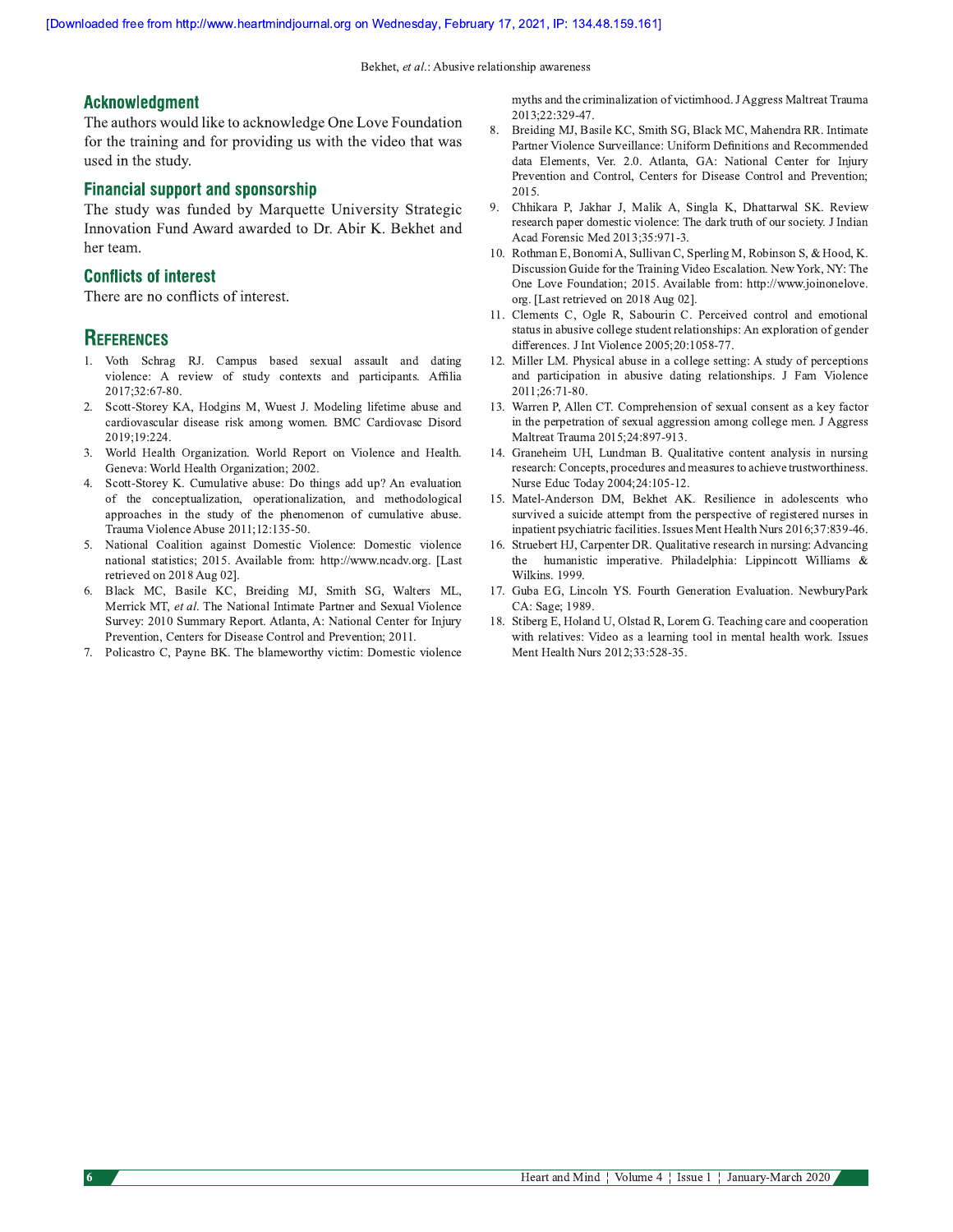## Acknowledgment

The authors would like to acknowledge One Love Foundation for the training and for providing us with the video that was used in the study.

## Financial support and sponsorship

The study was funded by Marquette University Strategic Innovation Fund Award awarded to Dr. Abir K. Bekhet and her team.

## Conflicts of interest

There are no conflicts of interest.

## References

1. Voth Schrag RJ. Campus based sexual assault and dating violence: A review of study contexts and participants. Affilia 2017;32:67-80.
2. Scott-Storey KA, Hodgins M, Wuest J. Modeling lifetime abuse and cardiovascular disease risk among women. BMC Cardiovasc Disord 2019;19:224.
3. World Health Organization. World Report on Violence and Health. Geneva: World Health Organization; 2002.
4. Scott-Storey K. Cumulative abuse: Do things add up? An evaluation of the conceptualization, operationalization, and methodological approaches in the study of the phenomenon of cumulative abuse. Trauma Violence Abuse 2011;12:135-50.
5. National Coalition against Domestic Violence: Domestic violence national statistics; 2015. Available from: http://www.ncadv.org. [Last retrieved on 2018 Aug 02].
6. Black MC, Basile KC, Breiding MJ, Smith SG, Walters ML, Merrick MT, *et al*. The National Intimate Partner and Sexual Violence Survey: 2010 Summary Report. Atlanta, A: National Center for Injury Prevention, Centers for Disease Control and Prevention; 2011.
7. Policastro C, Payne BK. The blameworthy victim: Domestic violence myths and the criminalization of victimhood. J Aggress Maltreat Trauma 2013;22:329-47.
8. Breiding MJ, Basile KC, Smith SG, Black MC, Mahendra RR. Intimate Partner Violence Surveillance: Uniform Definitions and Recommended data Elements, Ver. 2.0. Atlanta, GA: National Center for Injury Prevention and Control, Centers for Disease Control and Prevention; 2015.
9. Chhikara P, Jakhar J, Malik A, Singla K, Dhattarwal SK. Review research paper domestic violence: The dark truth of our society. J Indian Acad Forensic Med 2013;35:971-3.
10. Rothman E, Bonomi A, Sullivan C, Sperling M, Robinson S, & Hood, K. Discussion Guide for the Training Video Escalation. New York, NY: The One Love Foundation; 2015. Available from: http://www.joinonelove.org. [Last retrieved on 2018 Aug 02].
11. Clements C, Ogle R, Sabourin C. Perceived control and emotional status in abusive college student relationships: An exploration of gender differences. J Int Violence 2005;20:1058-77.
12. Miller LM. Physical abuse in a college setting: A study of perceptions and participation in abusive dating relationships. J Fam Violence 2011;26:71-80.
13. Warren P, Allen CT. Comprehension of sexual consent as a key factor in the perpetration of sexual aggression among college men. J Aggress Maltreat Trauma 2015;24:897-913.
14. Graneheim UH, Lundman B. Qualitative content analysis in nursing research: Concepts, procedures and measures to achieve trustworthiness. Nurse Educ Today 2004;24:105-12.
15. Matel-Anderson DM, Bekhet AK. Resilience in adolescents who survived a suicide attempt from the perspective of registered nurses in inpatient psychiatric facilities. Issues Ment Health Nurs 2016;37:839-46.
16. Struebert HJ, Carpenter DR. Qualitative research in nursing: Advancing the humanistic imperative. Philadelphia: Lippincott Williams & Wilkins. 1999.
17. Guba EG, Lincoln YS. Fourth Generation Evaluation. NewburyPark CA: Sage; 1989.
18. Stiberg E, Holand U, Olstad R, Lorem G. Teaching care and cooperation with relatives: Video as a learning tool in mental health work. Issues Ment Health Nurs 2012;33:528-35.